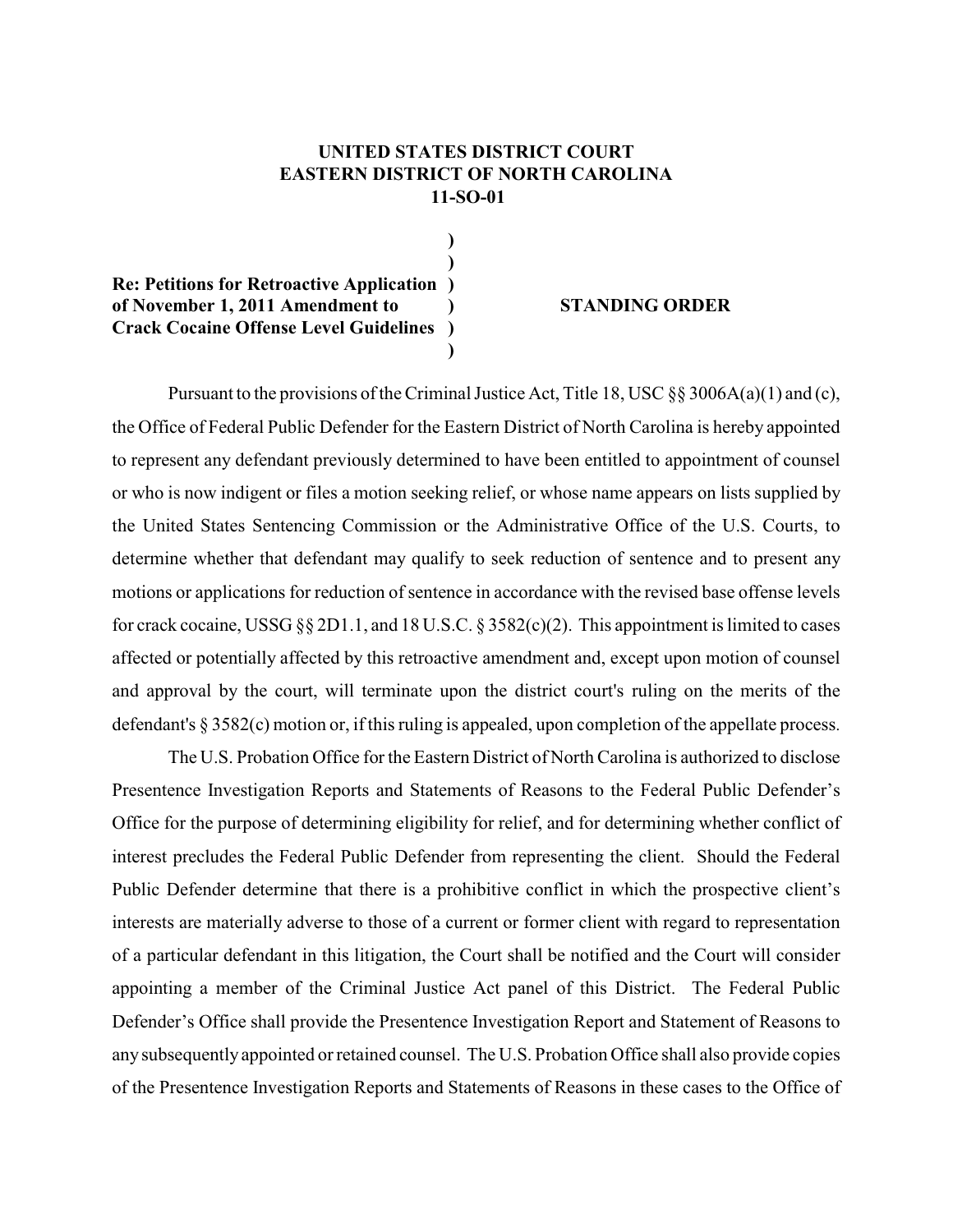**UNITED STATES DISTRICT COURT**
**EASTERN DISTRICT OF NORTH CAROLINA**
**11-SO-01**

**Re: Petitions for Retroactive Application of November 1, 2011 Amendment to Crack Cocaine Offense Level Guidelines**

**STANDING ORDER**

Pursuant to the provisions of the Criminal Justice Act, Title 18, USC §§ 3006A(a)(1) and (c), the Office of Federal Public Defender for the Eastern District of North Carolina is hereby appointed to represent any defendant previously determined to have been entitled to appointment of counsel or who is now indigent or files a motion seeking relief, or whose name appears on lists supplied by the United States Sentencing Commission or the Administrative Office of the U.S. Courts, to determine whether that defendant may qualify to seek reduction of sentence and to present any motions or applications for reduction of sentence in accordance with the revised base offense levels for crack cocaine, USSG §§ 2D1.1, and 18 U.S.C. § 3582(c)(2). This appointment is limited to cases affected or potentially affected by this retroactive amendment and, except upon motion of counsel and approval by the court, will terminate upon the district court's ruling on the merits of the defendant's § 3582(c) motion or, if this ruling is appealed, upon completion of the appellate process.

The U.S. Probation Office for the Eastern District of North Carolina is authorized to disclose Presentence Investigation Reports and Statements of Reasons to the Federal Public Defender's Office for the purpose of determining eligibility for relief, and for determining whether conflict of interest precludes the Federal Public Defender from representing the client. Should the Federal Public Defender determine that there is a prohibitive conflict in which the prospective client's interests are materially adverse to those of a current or former client with regard to representation of a particular defendant in this litigation, the Court shall be notified and the Court will consider appointing a member of the Criminal Justice Act panel of this District. The Federal Public Defender's Office shall provide the Presentence Investigation Report and Statement of Reasons to any subsequently appointed or retained counsel. The U.S. Probation Office shall also provide copies of the Presentence Investigation Reports and Statements of Reasons in these cases to the Office of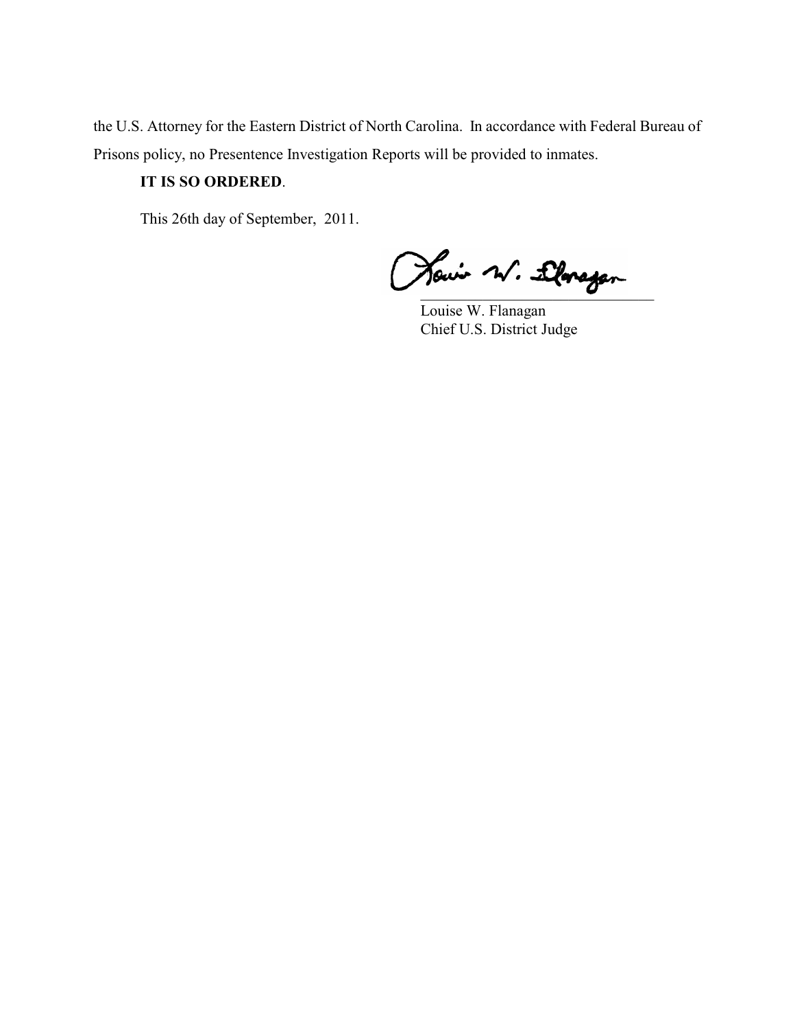the U.S. Attorney for the Eastern District of North Carolina. In accordance with Federal Bureau of Prisons policy, no Presentence Investigation Reports will be provided to inmates.

**IT IS SO ORDERED**.

This 26th day of September, 2011.

Louise W. Flanagan
Chief U.S. District Judge